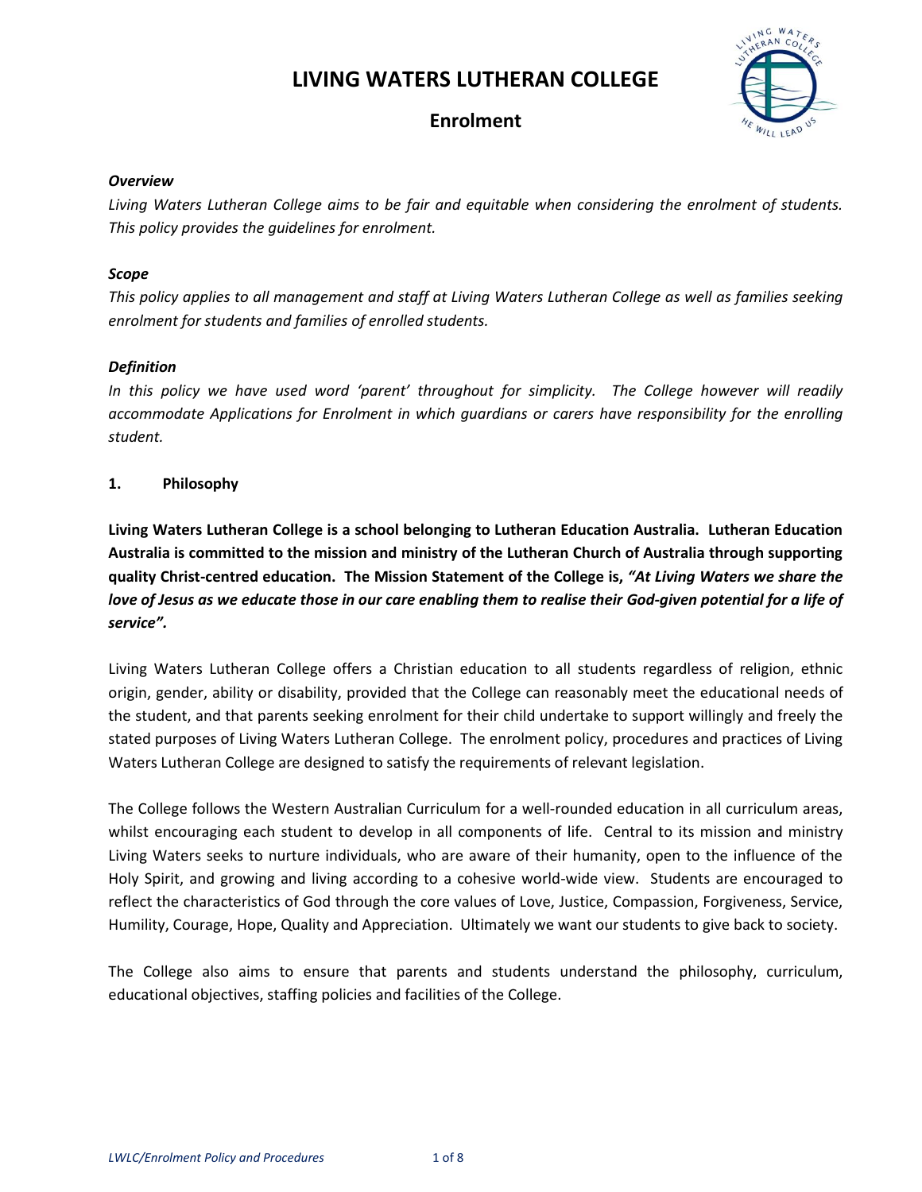# LIVING WATERS LUTHERAN COLLEGE

## Enrolment

***Overview***

*Living Waters Lutheran College aims to be fair and equitable when considering the enrolment of students. This policy provides the guidelines for enrolment.*

***Scope***

*This policy applies to all management and staff at Living Waters Lutheran College as well as families seeking enrolment for students and families of enrolled students.*

***Definition***

*In this policy we have used word 'parent' throughout for simplicity. The College however will readily accommodate Applications for Enrolment in which guardians or carers have responsibility for the enrolling student.*

### 1. Philosophy

**Living Waters Lutheran College is a school belonging to Lutheran Education Australia. Lutheran Education Australia is committed to the mission and ministry of the Lutheran Church of Australia through supporting quality Christ-centred education. The Mission Statement of the College is, *"At Living Waters we share the love of Jesus as we educate those in our care enabling them to realise their God-given potential for a life of service".***

Living Waters Lutheran College offers a Christian education to all students regardless of religion, ethnic origin, gender, ability or disability, provided that the College can reasonably meet the educational needs of the student, and that parents seeking enrolment for their child undertake to support willingly and freely the stated purposes of Living Waters Lutheran College. The enrolment policy, procedures and practices of Living Waters Lutheran College are designed to satisfy the requirements of relevant legislation.

The College follows the Western Australian Curriculum for a well-rounded education in all curriculum areas, whilst encouraging each student to develop in all components of life. Central to its mission and ministry Living Waters seeks to nurture individuals, who are aware of their humanity, open to the influence of the Holy Spirit, and growing and living according to a cohesive world-wide view. Students are encouraged to reflect the characteristics of God through the core values of Love, Justice, Compassion, Forgiveness, Service, Humility, Courage, Hope, Quality and Appreciation. Ultimately we want our students to give back to society.

The College also aims to ensure that parents and students understand the philosophy, curriculum, educational objectives, staffing policies and facilities of the College.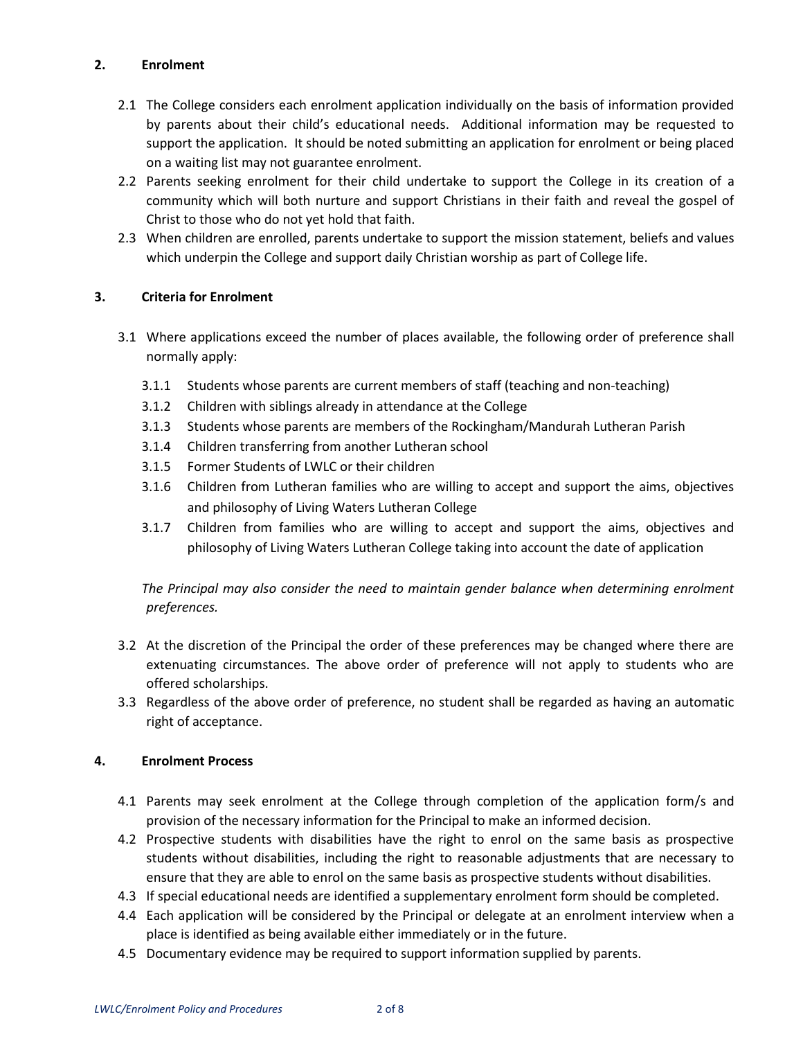## 2. Enrolment

2.1 The College considers each enrolment application individually on the basis of information provided by parents about their child's educational needs. Additional information may be requested to support the application. It should be noted submitting an application for enrolment or being placed on a waiting list may not guarantee enrolment.

2.2 Parents seeking enrolment for their child undertake to support the College in its creation of a community which will both nurture and support Christians in their faith and reveal the gospel of Christ to those who do not yet hold that faith.

2.3 When children are enrolled, parents undertake to support the mission statement, beliefs and values which underpin the College and support daily Christian worship as part of College life.

## 3. Criteria for Enrolment

3.1 Where applications exceed the number of places available, the following order of preference shall normally apply:

- 3.1.1 Students whose parents are current members of staff (teaching and non-teaching)
- 3.1.2 Children with siblings already in attendance at the College
- 3.1.3 Students whose parents are members of the Rockingham/Mandurah Lutheran Parish
- 3.1.4 Children transferring from another Lutheran school
- 3.1.5 Former Students of LWLC or their children
- 3.1.6 Children from Lutheran families who are willing to accept and support the aims, objectives and philosophy of Living Waters Lutheran College
- 3.1.7 Children from families who are willing to accept and support the aims, objectives and philosophy of Living Waters Lutheran College taking into account the date of application

*The Principal may also consider the need to maintain gender balance when determining enrolment preferences.*

3.2 At the discretion of the Principal the order of these preferences may be changed where there are extenuating circumstances. The above order of preference will not apply to students who are offered scholarships.

3.3 Regardless of the above order of preference, no student shall be regarded as having an automatic right of acceptance.

## 4. Enrolment Process

4.1 Parents may seek enrolment at the College through completion of the application form/s and provision of the necessary information for the Principal to make an informed decision.

4.2 Prospective students with disabilities have the right to enrol on the same basis as prospective students without disabilities, including the right to reasonable adjustments that are necessary to ensure that they are able to enrol on the same basis as prospective students without disabilities.

4.3 If special educational needs are identified a supplementary enrolment form should be completed.

4.4 Each application will be considered by the Principal or delegate at an enrolment interview when a place is identified as being available either immediately or in the future.

4.5 Documentary evidence may be required to support information supplied by parents.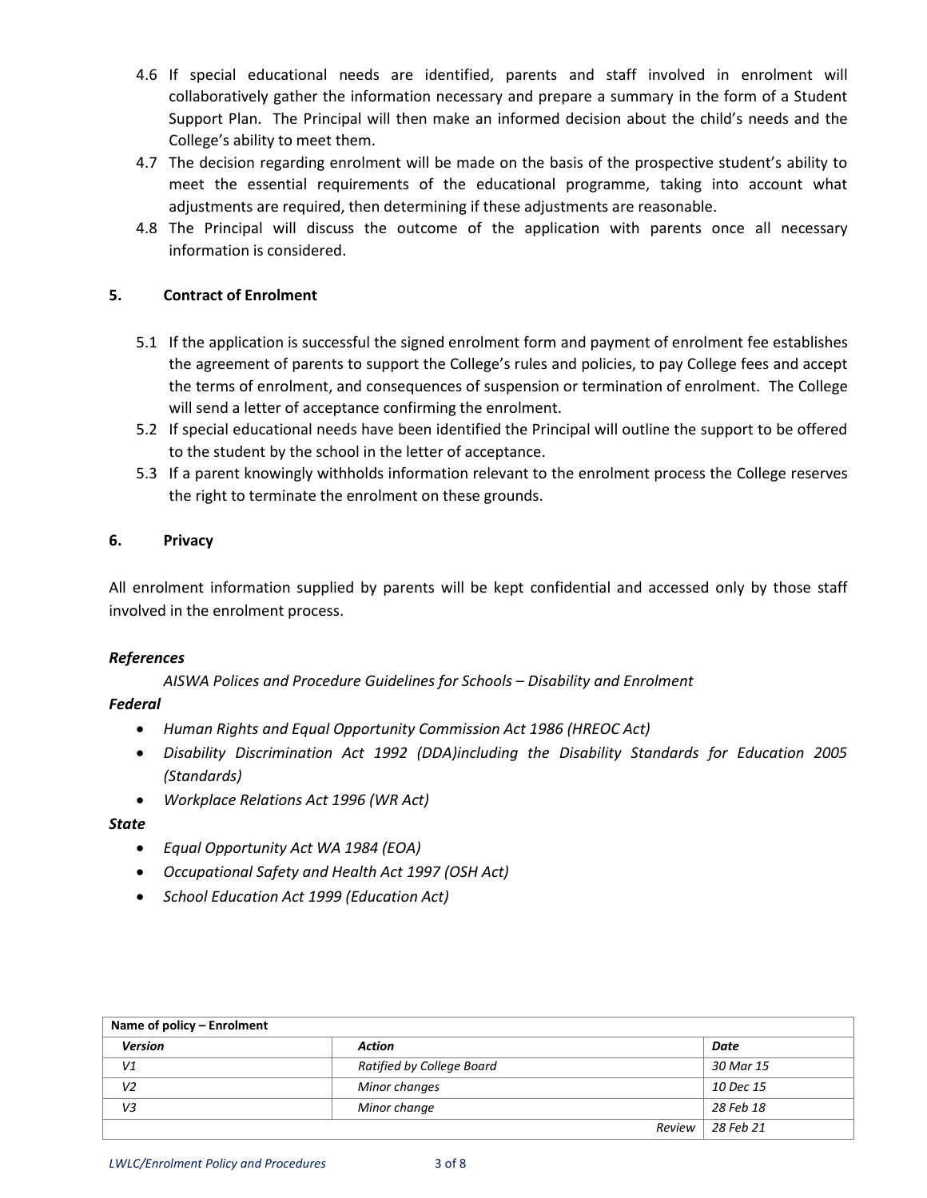4.6 If special educational needs are identified, parents and staff involved in enrolment will collaboratively gather the information necessary and prepare a summary in the form of a Student Support Plan. The Principal will then make an informed decision about the child's needs and the College's ability to meet them.

4.7 The decision regarding enrolment will be made on the basis of the prospective student's ability to meet the essential requirements of the educational programme, taking into account what adjustments are required, then determining if these adjustments are reasonable.

4.8 The Principal will discuss the outcome of the application with parents once all necessary information is considered.

## 5. Contract of Enrolment

5.1 If the application is successful the signed enrolment form and payment of enrolment fee establishes the agreement of parents to support the College's rules and policies, to pay College fees and accept the terms of enrolment, and consequences of suspension or termination of enrolment. The College will send a letter of acceptance confirming the enrolment.

5.2 If special educational needs have been identified the Principal will outline the support to be offered to the student by the school in the letter of acceptance.

5.3 If a parent knowingly withholds information relevant to the enrolment process the College reserves the right to terminate the enrolment on these grounds.

## 6. Privacy

All enrolment information supplied by parents will be kept confidential and accessed only by those staff involved in the enrolment process.

***References***

*AISWA Polices and Procedure Guidelines for Schools – Disability and Enrolment*

***Federal***

- *Human Rights and Equal Opportunity Commission Act 1986 (HREOC Act)*
- *Disability Discrimination Act 1992 (DDA)including the Disability Standards for Education 2005 (Standards)*
- *Workplace Relations Act 1996 (WR Act)*

***State***

- *Equal Opportunity Act WA 1984 (EOA)*
- *Occupational Safety and Health Act 1997 (OSH Act)*
- *School Education Act 1999 (Education Act)*

| **Name of policy – Enrolment** | | |
|---|---|---|
| ***Version*** | ***Action*** | ***Date*** |
| *V1* | *Ratified by College Board* | *30 Mar 15* |
| *V2* | *Minor changes* | *10 Dec 15* |
| *V3* | *Minor change* | *28 Feb 18* |
| | *Review* | *28 Feb 21* |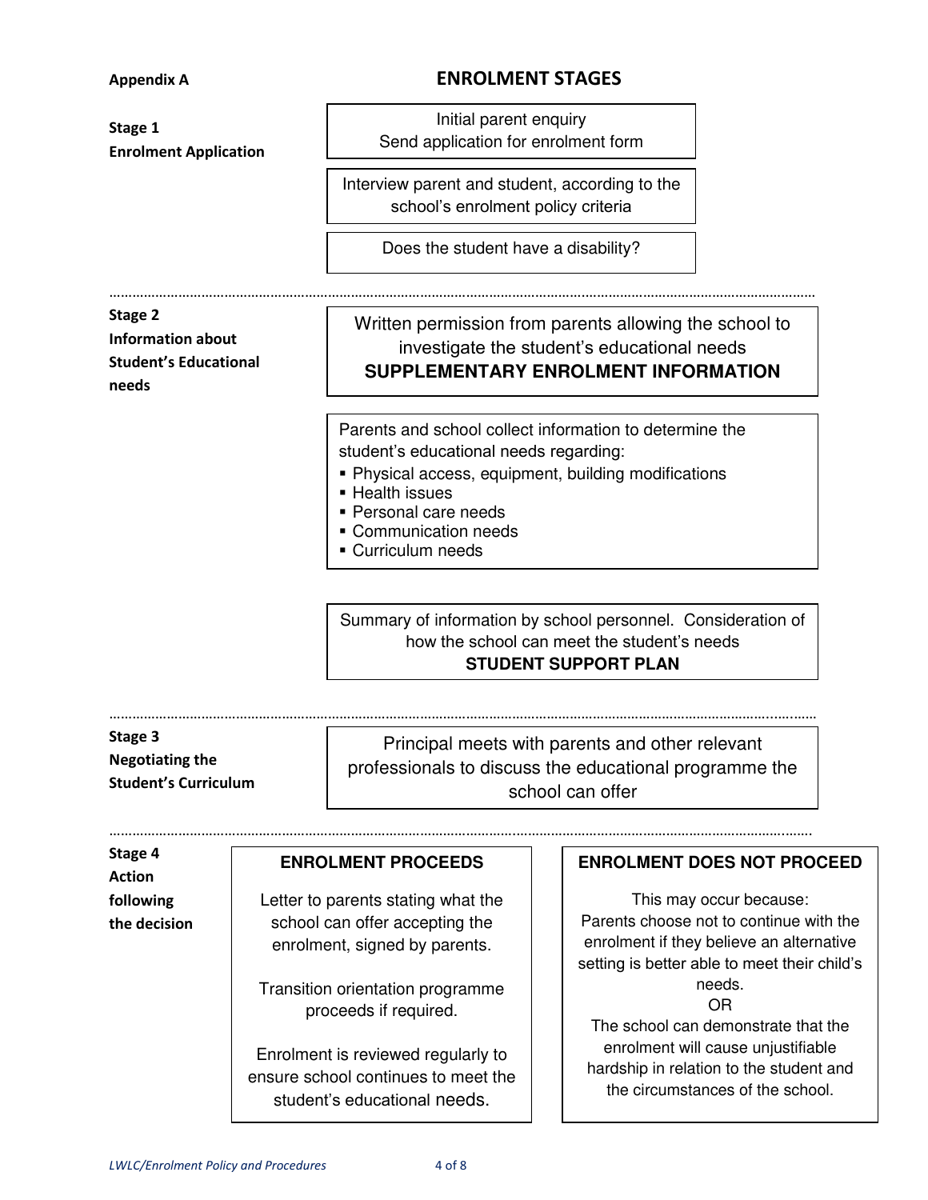**Appendix A**

# ENROLMENT STAGES

## Stage 1 Enrolment Application

Initial parent enquiry
Send application for enrolment form

Interview parent and student, according to the school's enrolment policy criteria

Does the student have a disability?

---

## Stage 2 Information about Student's Educational needs

Written permission from parents allowing the school to investigate the student's educational needs
**SUPPLEMENTARY ENROLMENT INFORMATION**

Parents and school collect information to determine the student's educational needs regarding:

- Physical access, equipment, building modifications
- Health issues
- Personal care needs
- Communication needs
- Curriculum needs

Summary of information by school personnel. Consideration of how the school can meet the student's needs
**STUDENT SUPPORT PLAN**

---

## Stage 3 Negotiating the Student's Curriculum

Principal meets with parents and other relevant professionals to discuss the educational programme the school can offer

---

## Stage 4 Action following the decision

**ENROLMENT PROCEEDS**

Letter to parents stating what the school can offer accepting the enrolment, signed by parents.

Transition orientation programme proceeds if required.

Enrolment is reviewed regularly to ensure school continues to meet the student's educational needs.

**ENROLMENT DOES NOT PROCEED**

This may occur because:
Parents choose not to continue with the enrolment if they believe an alternative setting is better able to meet their child's needs.
OR
The school can demonstrate that the enrolment will cause unjustifiable hardship in relation to the student and the circumstances of the school.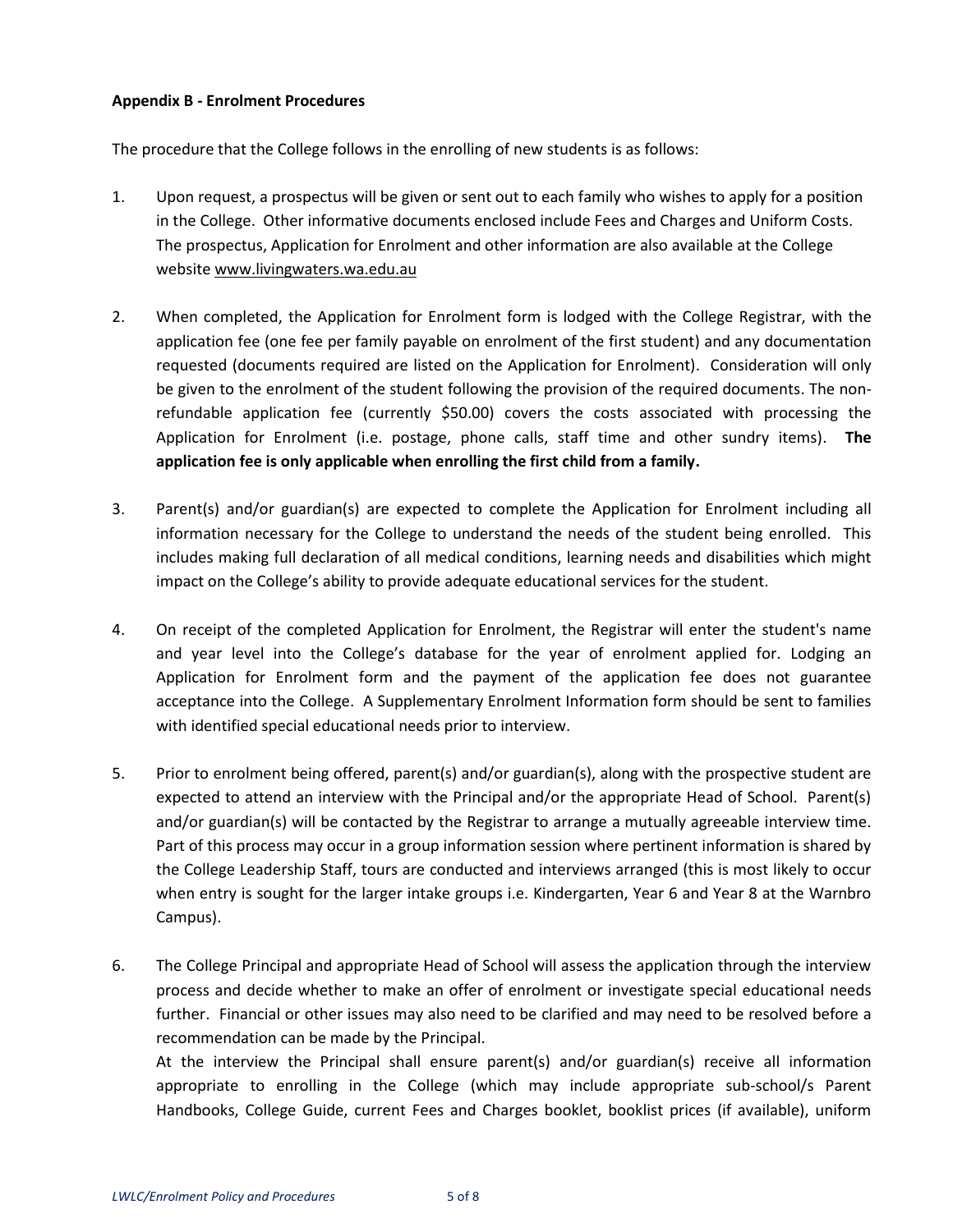**Appendix B - Enrolment Procedures**

The procedure that the College follows in the enrolling of new students is as follows:

1. Upon request, a prospectus will be given or sent out to each family who wishes to apply for a position in the College. Other informative documents enclosed include Fees and Charges and Uniform Costs. The prospectus, Application for Enrolment and other information are also available at the College website www.livingwaters.wa.edu.au

2. When completed, the Application for Enrolment form is lodged with the College Registrar, with the application fee (one fee per family payable on enrolment of the first student) and any documentation requested (documents required are listed on the Application for Enrolment). Consideration will only be given to the enrolment of the student following the provision of the required documents. The non-refundable application fee (currently \$50.00) covers the costs associated with processing the Application for Enrolment (i.e. postage, phone calls, staff time and other sundry items). **The application fee is only applicable when enrolling the first child from a family.**

3. Parent(s) and/or guardian(s) are expected to complete the Application for Enrolment including all information necessary for the College to understand the needs of the student being enrolled. This includes making full declaration of all medical conditions, learning needs and disabilities which might impact on the College's ability to provide adequate educational services for the student.

4. On receipt of the completed Application for Enrolment, the Registrar will enter the student's name and year level into the College's database for the year of enrolment applied for. Lodging an Application for Enrolment form and the payment of the application fee does not guarantee acceptance into the College. A Supplementary Enrolment Information form should be sent to families with identified special educational needs prior to interview.

5. Prior to enrolment being offered, parent(s) and/or guardian(s), along with the prospective student are expected to attend an interview with the Principal and/or the appropriate Head of School. Parent(s) and/or guardian(s) will be contacted by the Registrar to arrange a mutually agreeable interview time. Part of this process may occur in a group information session where pertinent information is shared by the College Leadership Staff, tours are conducted and interviews arranged (this is most likely to occur when entry is sought for the larger intake groups i.e. Kindergarten, Year 6 and Year 8 at the Warnbro Campus).

6. The College Principal and appropriate Head of School will assess the application through the interview process and decide whether to make an offer of enrolment or investigate special educational needs further. Financial or other issues may also need to be clarified and may need to be resolved before a recommendation can be made by the Principal.
   At the interview the Principal shall ensure parent(s) and/or guardian(s) receive all information appropriate to enrolling in the College (which may include appropriate sub-school/s Parent Handbooks, College Guide, current Fees and Charges booklet, booklist prices (if available), uniform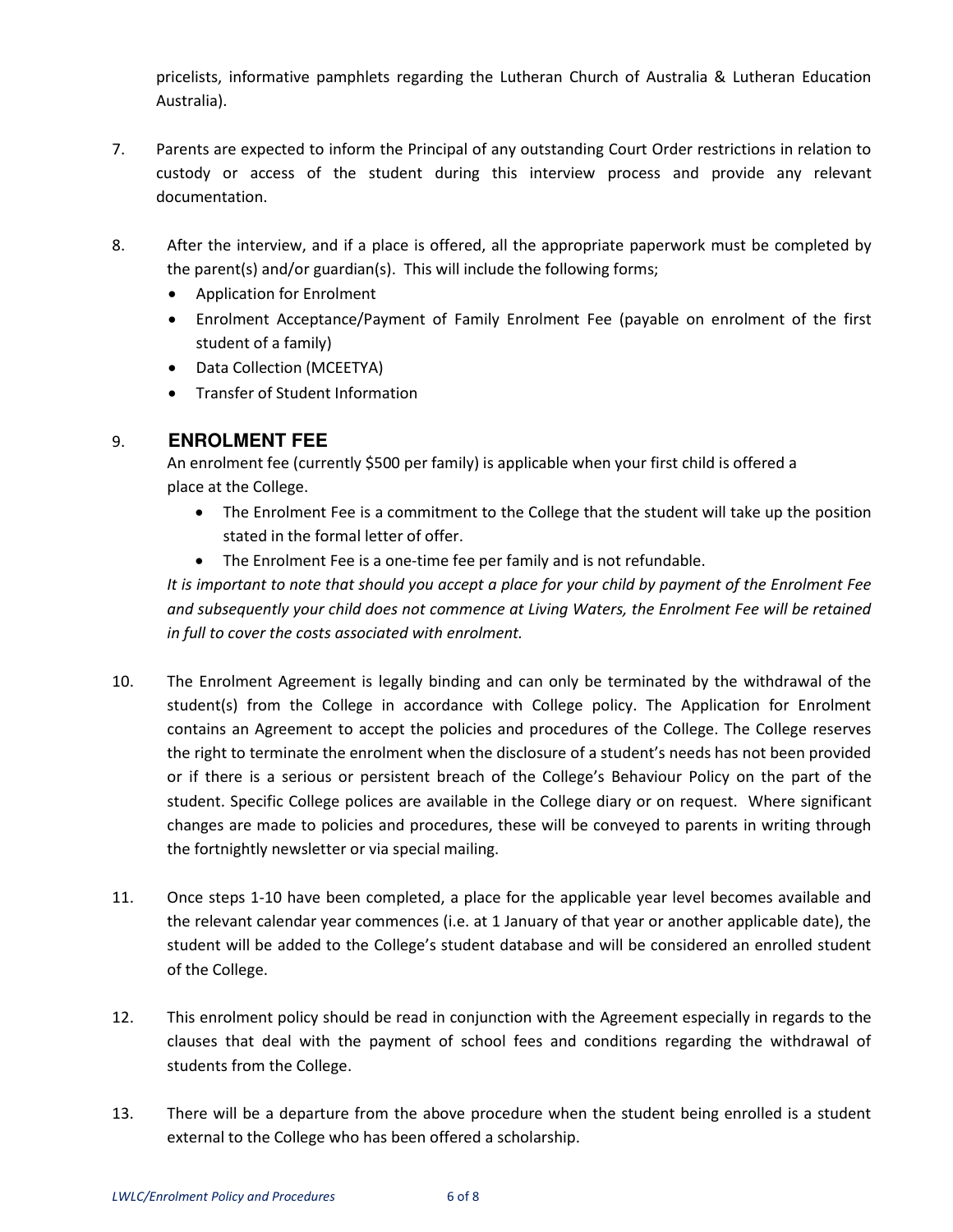pricelists, informative pamphlets regarding the Lutheran Church of Australia & Lutheran Education Australia).

7. Parents are expected to inform the Principal of any outstanding Court Order restrictions in relation to custody or access of the student during this interview process and provide any relevant documentation.

8. After the interview, and if a place is offered, all the appropriate paperwork must be completed by the parent(s) and/or guardian(s). This will include the following forms;
   - Application for Enrolment
   - Enrolment Acceptance/Payment of Family Enrolment Fee (payable on enrolment of the first student of a family)
   - Data Collection (MCEETYA)
   - Transfer of Student Information

9. **ENROLMENT FEE**

   An enrolment fee (currently $500 per family) is applicable when your first child is offered a place at the College.
   - The Enrolment Fee is a commitment to the College that the student will take up the position stated in the formal letter of offer.
   - The Enrolment Fee is a one-time fee per family and is not refundable.

   *It is important to note that should you accept a place for your child by payment of the Enrolment Fee and subsequently your child does not commence at Living Waters, the Enrolment Fee will be retained in full to cover the costs associated with enrolment.*

10. The Enrolment Agreement is legally binding and can only be terminated by the withdrawal of the student(s) from the College in accordance with College policy. The Application for Enrolment contains an Agreement to accept the policies and procedures of the College. The College reserves the right to terminate the enrolment when the disclosure of a student's needs has not been provided or if there is a serious or persistent breach of the College's Behaviour Policy on the part of the student. Specific College polices are available in the College diary or on request. Where significant changes are made to policies and procedures, these will be conveyed to parents in writing through the fortnightly newsletter or via special mailing.

11. Once steps 1-10 have been completed, a place for the applicable year level becomes available and the relevant calendar year commences (i.e. at 1 January of that year or another applicable date), the student will be added to the College's student database and will be considered an enrolled student of the College.

12. This enrolment policy should be read in conjunction with the Agreement especially in regards to the clauses that deal with the payment of school fees and conditions regarding the withdrawal of students from the College.

13. There will be a departure from the above procedure when the student being enrolled is a student external to the College who has been offered a scholarship.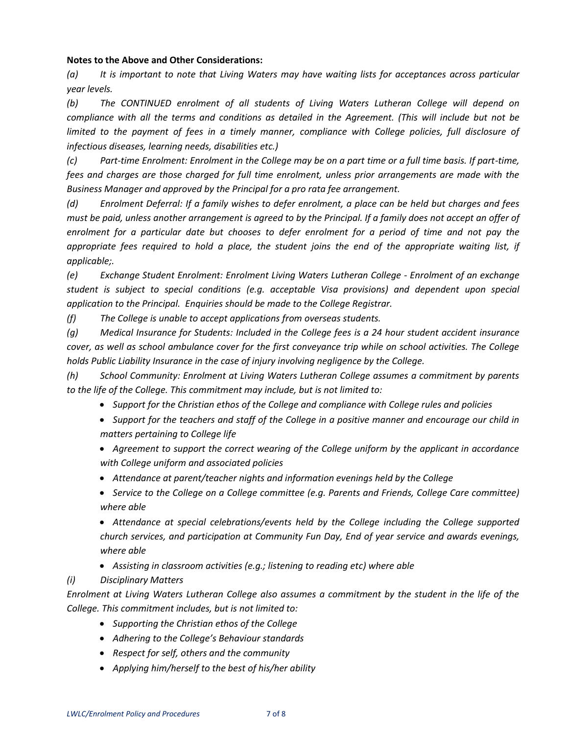**Notes to the Above and Other Considerations:**

*(a) It is important to note that Living Waters may have waiting lists for acceptances across particular year levels.*

*(b) The CONTINUED enrolment of all students of Living Waters Lutheran College will depend on compliance with all the terms and conditions as detailed in the Agreement. (This will include but not be limited to the payment of fees in a timely manner, compliance with College policies, full disclosure of infectious diseases, learning needs, disabilities etc.)*

*(c) Part-time Enrolment: Enrolment in the College may be on a part time or a full time basis. If part-time, fees and charges are those charged for full time enrolment, unless prior arrangements are made with the Business Manager and approved by the Principal for a pro rata fee arrangement.*

*(d) Enrolment Deferral: If a family wishes to defer enrolment, a place can be held but charges and fees must be paid, unless another arrangement is agreed to by the Principal. If a family does not accept an offer of enrolment for a particular date but chooses to defer enrolment for a period of time and not pay the appropriate fees required to hold a place, the student joins the end of the appropriate waiting list, if applicable;.*

*(e) Exchange Student Enrolment: Enrolment Living Waters Lutheran College - Enrolment of an exchange student is subject to special conditions (e.g. acceptable Visa provisions) and dependent upon special application to the Principal. Enquiries should be made to the College Registrar.*

*(f) The College is unable to accept applications from overseas students.*

*(g) Medical Insurance for Students: Included in the College fees is a 24 hour student accident insurance cover, as well as school ambulance cover for the first conveyance trip while on school activities. The College holds Public Liability Insurance in the case of injury involving negligence by the College.*

*(h) School Community: Enrolment at Living Waters Lutheran College assumes a commitment by parents to the life of the College. This commitment may include, but is not limited to:*

- *Support for the Christian ethos of the College and compliance with College rules and policies*
- *Support for the teachers and staff of the College in a positive manner and encourage our child in matters pertaining to College life*
- *Agreement to support the correct wearing of the College uniform by the applicant in accordance with College uniform and associated policies*
- *Attendance at parent/teacher nights and information evenings held by the College*
- *Service to the College on a College committee (e.g. Parents and Friends, College Care committee) where able*
- *Attendance at special celebrations/events held by the College including the College supported church services, and participation at Community Fun Day, End of year service and awards evenings, where able*
- *Assisting in classroom activities (e.g.; listening to reading etc) where able*

*(i) Disciplinary Matters*

*Enrolment at Living Waters Lutheran College also assumes a commitment by the student in the life of the College. This commitment includes, but is not limited to:*

- *Supporting the Christian ethos of the College*
- *Adhering to the College's Behaviour standards*
- *Respect for self, others and the community*
- *Applying him/herself to the best of his/her ability*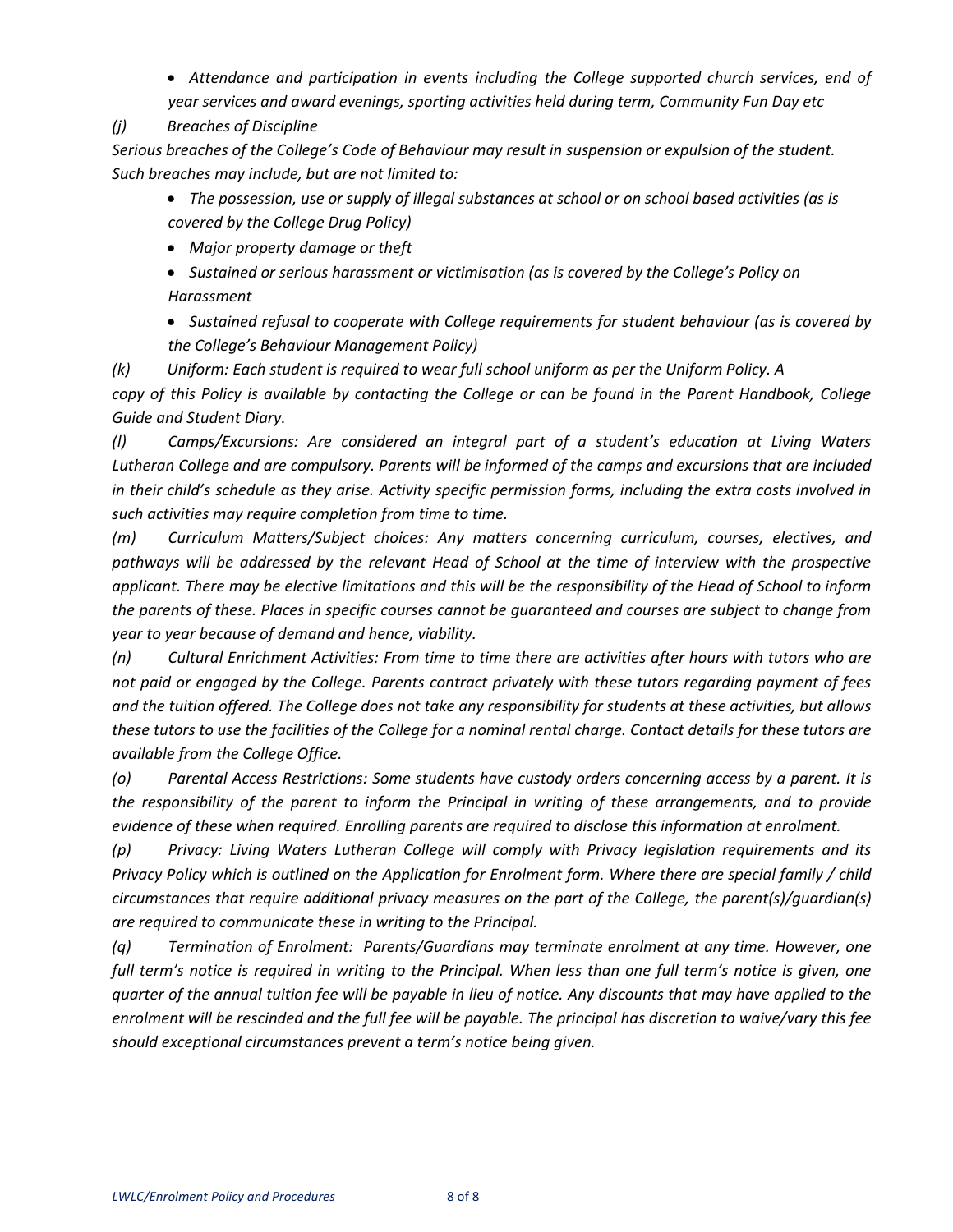- *Attendance and participation in events including the College supported church services, end of year services and award evenings, sporting activities held during term, Community Fun Day etc*

*(j) Breaches of Discipline*

*Serious breaches of the College's Code of Behaviour may result in suspension or expulsion of the student. Such breaches may include, but are not limited to:*

- *The possession, use or supply of illegal substances at school or on school based activities (as is covered by the College Drug Policy)*
- *Major property damage or theft*
- *Sustained or serious harassment or victimisation (as is covered by the College's Policy on Harassment*
- *Sustained refusal to cooperate with College requirements for student behaviour (as is covered by the College's Behaviour Management Policy)*

*(k) Uniform: Each student is required to wear full school uniform as per the Uniform Policy. A copy of this Policy is available by contacting the College or can be found in the Parent Handbook, College Guide and Student Diary.*

*(l) Camps/Excursions: Are considered an integral part of a student's education at Living Waters Lutheran College and are compulsory. Parents will be informed of the camps and excursions that are included in their child's schedule as they arise. Activity specific permission forms, including the extra costs involved in such activities may require completion from time to time.*

*(m) Curriculum Matters/Subject choices: Any matters concerning curriculum, courses, electives, and pathways will be addressed by the relevant Head of School at the time of interview with the prospective applicant. There may be elective limitations and this will be the responsibility of the Head of School to inform the parents of these. Places in specific courses cannot be guaranteed and courses are subject to change from year to year because of demand and hence, viability.*

*(n) Cultural Enrichment Activities: From time to time there are activities after hours with tutors who are not paid or engaged by the College. Parents contract privately with these tutors regarding payment of fees and the tuition offered. The College does not take any responsibility for students at these activities, but allows these tutors to use the facilities of the College for a nominal rental charge. Contact details for these tutors are available from the College Office.*

*(o) Parental Access Restrictions: Some students have custody orders concerning access by a parent. It is the responsibility of the parent to inform the Principal in writing of these arrangements, and to provide evidence of these when required. Enrolling parents are required to disclose this information at enrolment.*

*(p) Privacy: Living Waters Lutheran College will comply with Privacy legislation requirements and its Privacy Policy which is outlined on the Application for Enrolment form. Where there are special family / child circumstances that require additional privacy measures on the part of the College, the parent(s)/guardian(s) are required to communicate these in writing to the Principal.*

*(q) Termination of Enrolment: Parents/Guardians may terminate enrolment at any time. However, one full term's notice is required in writing to the Principal. When less than one full term's notice is given, one quarter of the annual tuition fee will be payable in lieu of notice. Any discounts that may have applied to the enrolment will be rescinded and the full fee will be payable. The principal has discretion to waive/vary this fee should exceptional circumstances prevent a term's notice being given.*